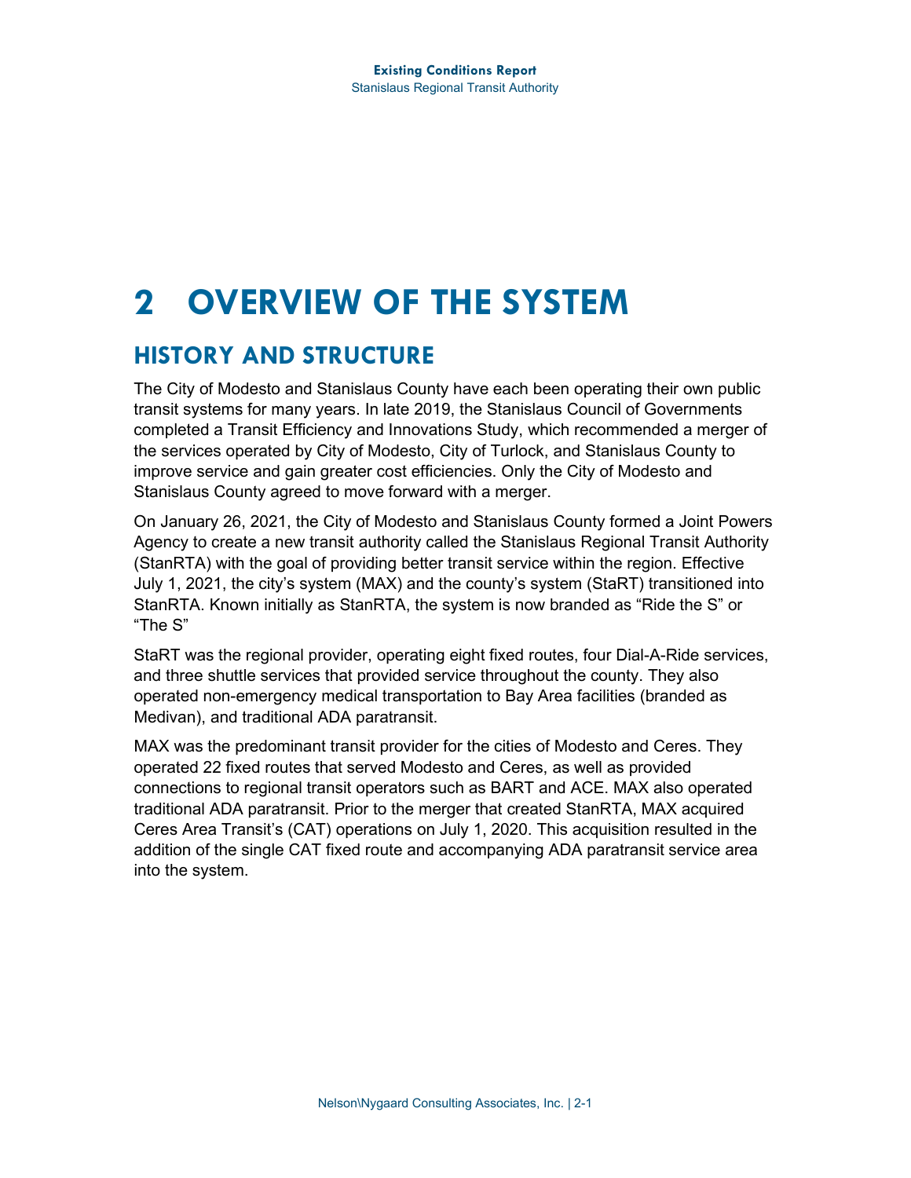# 2 OVERVIEW OF THE SYSTEM

## HISTORY AND STRUCTURE

The City of Modesto and Stanislaus County have each been operating their own public transit systems for many years. In late 2019, the Stanislaus Council of Governments completed a Transit Efficiency and Innovations Study, which recommended a merger of the services operated by City of Modesto, City of Turlock, and Stanislaus County to improve service and gain greater cost efficiencies. Only the City of Modesto and Stanislaus County agreed to move forward with a merger.

On January 26, 2021, the City of Modesto and Stanislaus County formed a Joint Powers Agency to create a new transit authority called the Stanislaus Regional Transit Authority (StanRTA) with the goal of providing better transit service within the region. Effective July 1, 2021, the city's system (MAX) and the county's system (StaRT) transitioned into StanRTA. Known initially as StanRTA, the system is now branded as "Ride the S" or "The S"

StaRT was the regional provider, operating eight fixed routes, four Dial-A-Ride services, and three shuttle services that provided service throughout the county. They also operated non-emergency medical transportation to Bay Area facilities (branded as Medivan), and traditional ADA paratransit.

MAX was the predominant transit provider for the cities of Modesto and Ceres. They operated 22 fixed routes that served Modesto and Ceres, as well as provided connections to regional transit operators such as BART and ACE. MAX also operated traditional ADA paratransit. Prior to the merger that created StanRTA, MAX acquired Ceres Area Transit's (CAT) operations on July 1, 2020. This acquisition resulted in the addition of the single CAT fixed route and accompanying ADA paratransit service area into the system.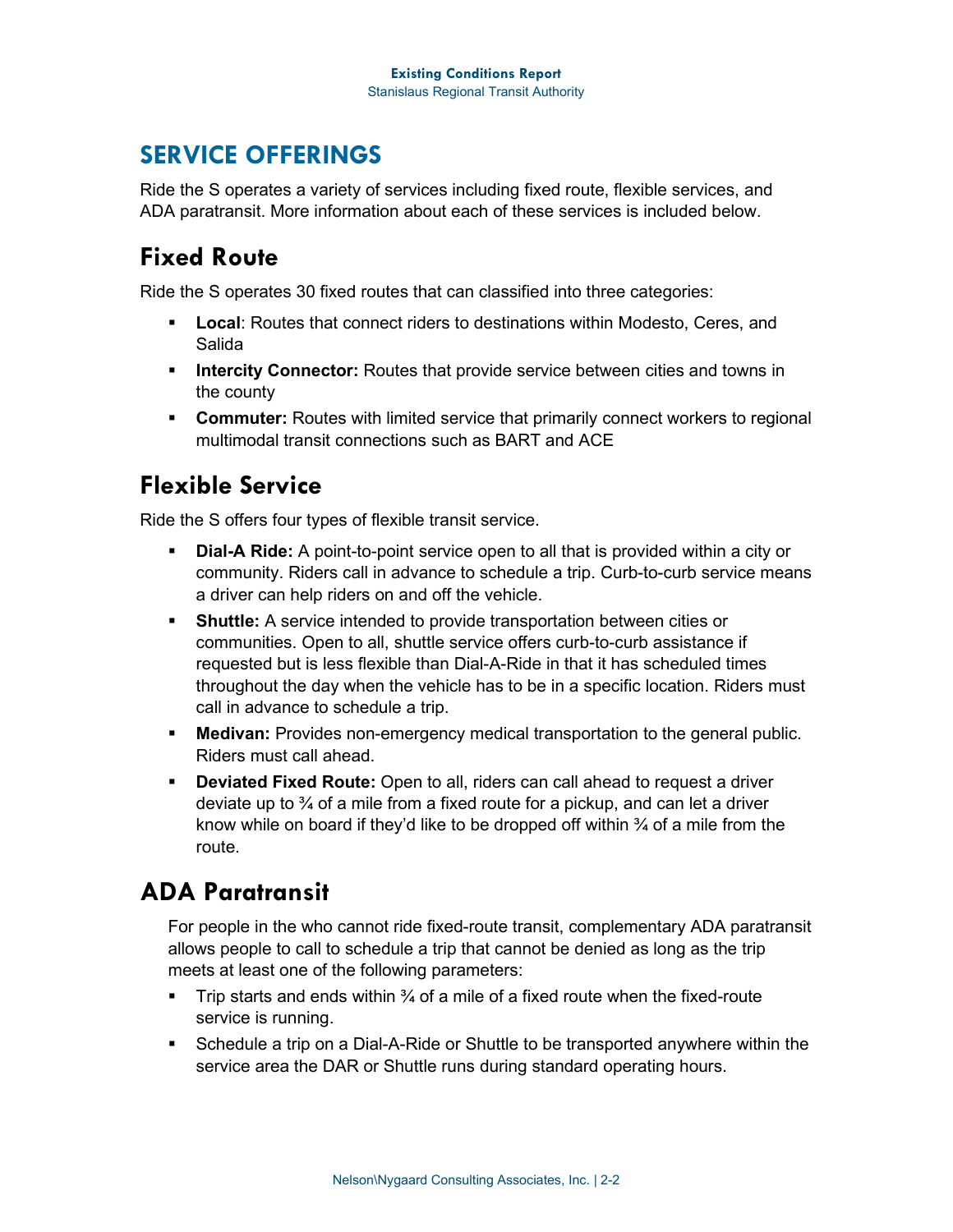## SERVICE OFFERINGS

Ride the S operates a variety of services including fixed route, flexible services, and ADA paratransit. More information about each of these services is included below.

### Fixed Route

Ride the S operates 30 fixed routes that can classified into three categories:

- **Local**: Routes that connect riders to destinations within Modesto, Ceres, and Salida
- **Intercity Connector:** Routes that provide service between cities and towns in the county
- **Commuter:** Routes with limited service that primarily connect workers to regional multimodal transit connections such as BART and ACE

### Flexible Service

Ride the S offers four types of flexible transit service.

- **Dial-A Ride:** A point-to-point service open to all that is provided within a city or community. Riders call in advance to schedule a trip. Curb-to-curb service means a driver can help riders on and off the vehicle.
- **Shuttle:** A service intended to provide transportation between cities or communities. Open to all, shuttle service offers curb-to-curb assistance if requested but is less flexible than Dial-A-Ride in that it has scheduled times throughout the day when the vehicle has to be in a specific location. Riders must call in advance to schedule a trip.
- **Medivan:** Provides non-emergency medical transportation to the general public. Riders must call ahead.
- **Deviated Fixed Route:** Open to all, riders can call ahead to request a driver deviate up to ¾ of a mile from a fixed route for a pickup, and can let a driver know while on board if they'd like to be dropped off within ¾ of a mile from the route.

### ADA Paratransit

For people in the who cannot ride fixed-route transit, complementary ADA paratransit allows people to call to schedule a trip that cannot be denied as long as the trip meets at least one of the following parameters:

- Trip starts and ends within ¾ of a mile of a fixed route when the fixed-route service is running.
- Schedule a trip on a Dial-A-Ride or Shuttle to be transported anywhere within the service area the DAR or Shuttle runs during standard operating hours.